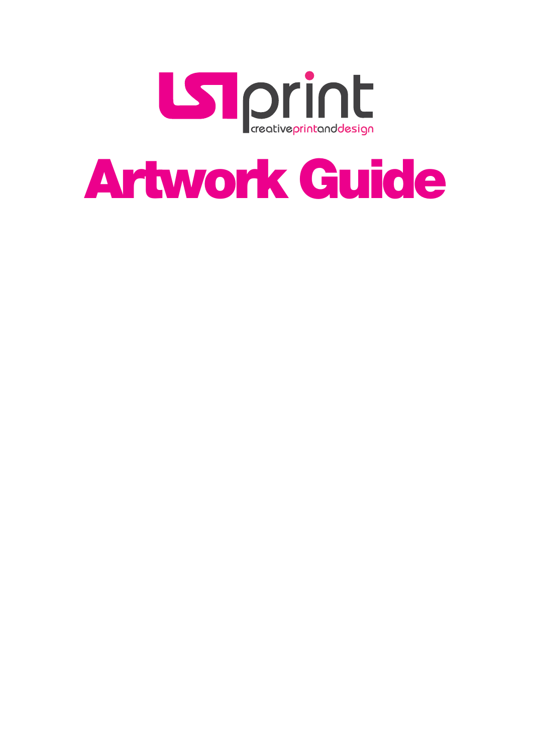usiprint

creativeprintanddesign

# Artwork Guide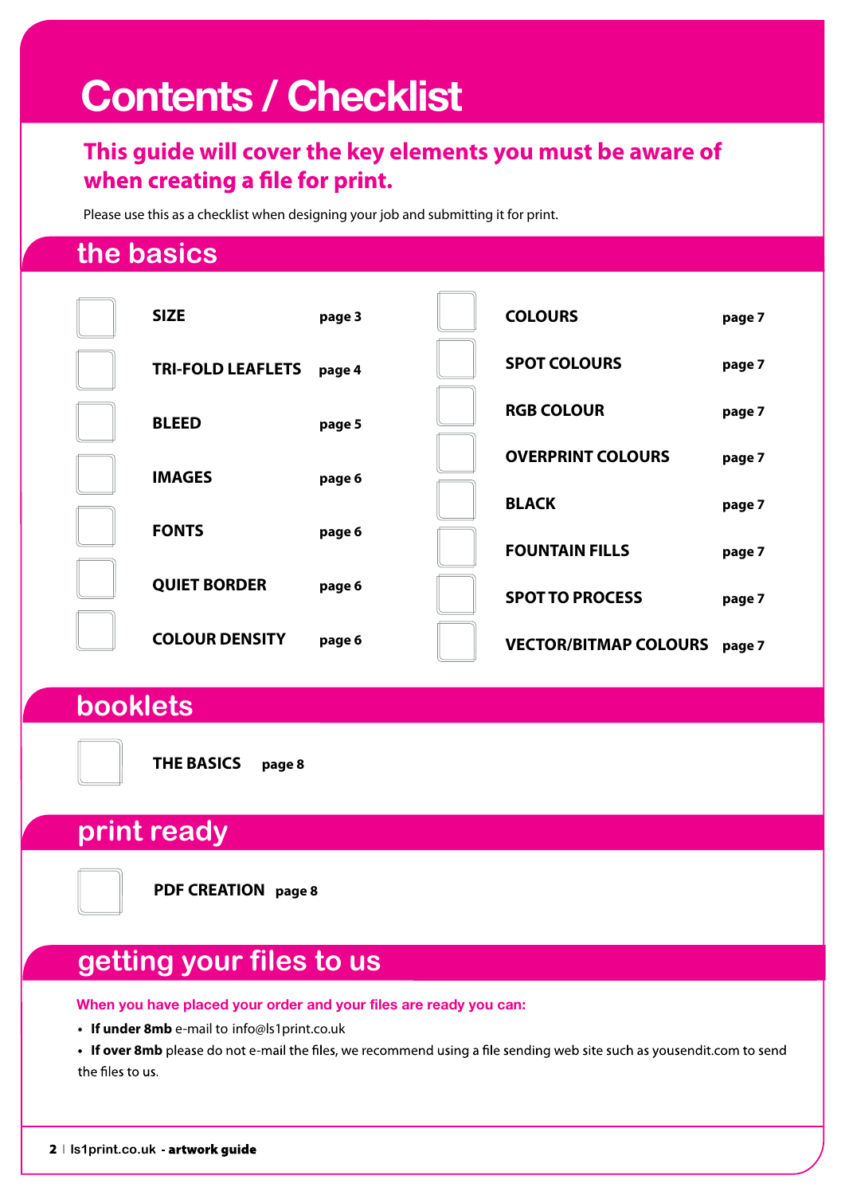# Contents / Checklist

**This guide will cover the key elements you must be aware of when creating a file for print.**

Please use this as a checklist when designing your job and submitting it for print.

## the basics

- [ ] **SIZE** page 3
- [ ] **TRI-FOLD LEAFLETS** page 4
- [ ] **BLEED** page 5
- [ ] **IMAGES** page 6
- [ ] **FONTS** page 6
- [ ] **QUIET BORDER** page 6
- [ ] **COLOUR DENSITY** page 6
- [ ] **COLOURS** page 7
- [ ] **SPOT COLOURS** page 7
- [ ] **RGB COLOUR** page 7
- [ ] **OVERPRINT COLOURS** page 7
- [ ] **BLACK** page 7
- [ ] **FOUNTAIN FILLS** page 7
- [ ] **SPOT TO PROCESS** page 7
- [ ] **VECTOR/BITMAP COLOURS** page 7

## booklets

- [ ] **THE BASICS** page 8

## print ready

- [ ] **PDF CREATION** page 8

## getting your files to us

**When you have placed your order and your files are ready you can:**

- **If under 8mb** e-mail to info@ls1print.co.uk
- **If over 8mb** please do not e-mail the files, we recommend using a file sending web site such as yousendit.com to send the files to us.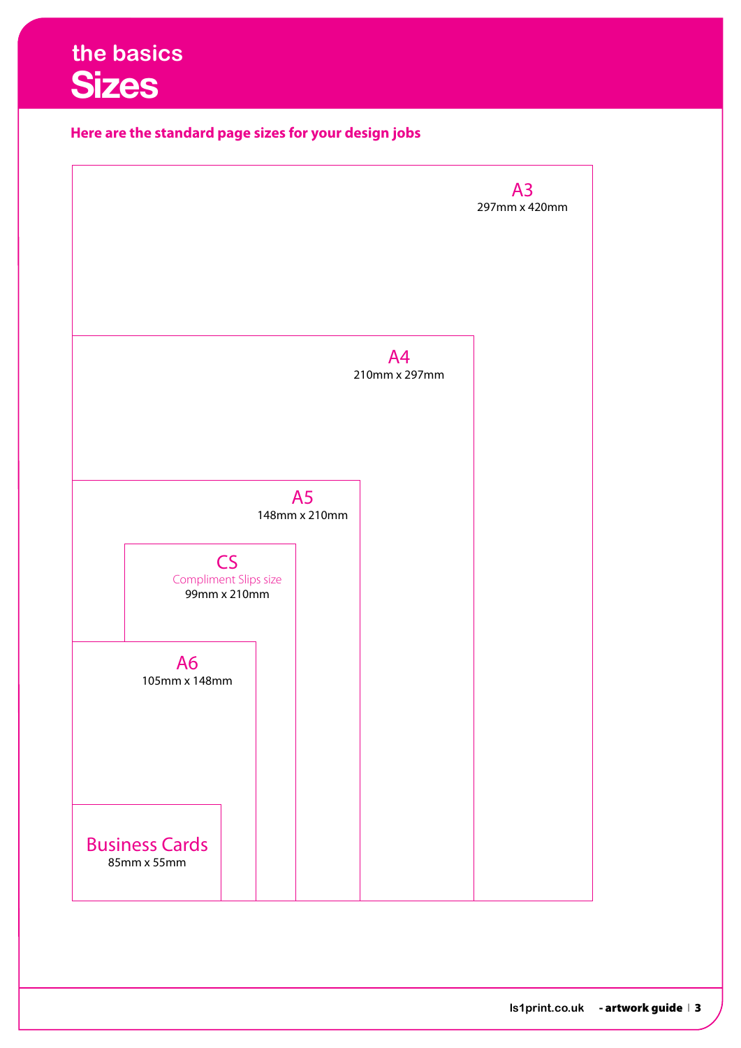the basics

# Sizes

**Here are the standard page sizes for your design jobs**

A3
297mm x 420mm

A4
210mm x 297mm

A5
148mm x 210mm

CS
Compliment Slips size
99mm x 210mm

A6
105mm x 148mm

Business Cards
85mm x 55mm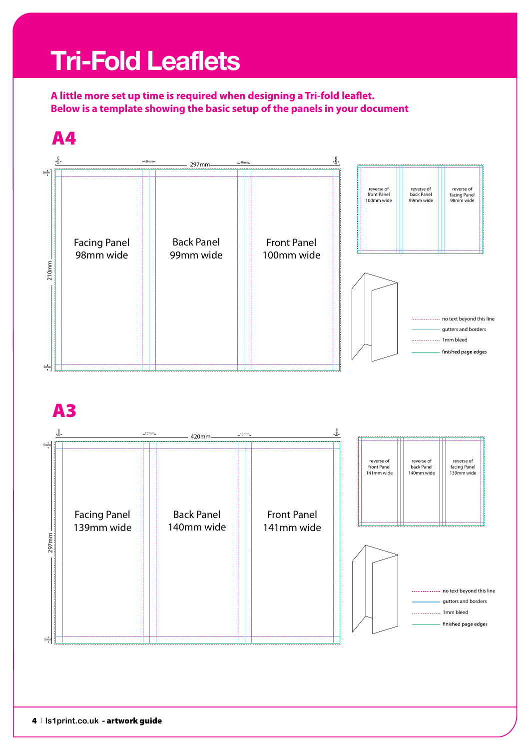# Tri-Fold Leaflets

**A little more set up time is required when designing a Tri-fold leaflet. Below is a template showing the basic setup of the panels in your document**

## A4

297mm

10mm 10mm

5mm

210mm

Facing Panel
98mm wide

Back Panel
99mm wide

Front Panel
100mm wide

reverse of front Panel 100mm wide

reverse of back Panel 99mm wide

reverse of facing Panel 98mm wide

no text beyond this line

gutters and borders

1mm bleed

finished page edges

## A3

420mm

10mm 10mm

5mm

297mm

Facing Panel
139mm wide

Back Panel
140mm wide

Front Panel
141mm wide

reverse of front Panel 141mm wide

reverse of back Panel 140mm wide

reverse of facing Panel 139mm wide

no text beyond this line

gutters and borders

1mm bleed

finished page edges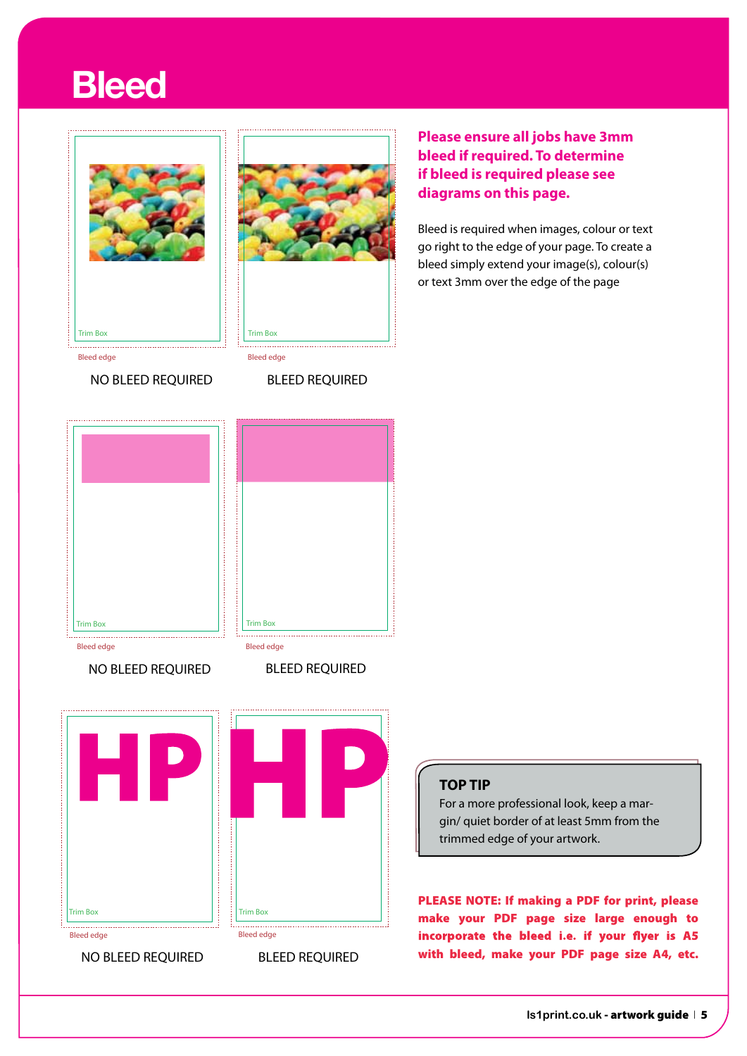# Bleed

Trim Box

Bleed edge

NO BLEED REQUIRED

Trim Box

Bleed edge

BLEED REQUIRED

Trim Box

Bleed edge

NO BLEED REQUIRED

Trim Box

Bleed edge

BLEED REQUIRED

HP

Trim Box

Bleed edge

NO BLEED REQUIRED

HP

Trim Box

Bleed edge

BLEED REQUIRED

**Please ensure all jobs have 3mm bleed if required. To determine if bleed is required please see diagrams on this page.**

Bleed is required when images, colour or text go right to the edge of your page. To create a bleed simply extend your image(s), colour(s) or text 3mm over the edge of the page

**TOP TIP**

For a more professional look, keep a margin/ quiet border of at least 5mm from the trimmed edge of your artwork.

**PLEASE NOTE: If making a PDF for print, please make your PDF page size large enough to incorporate the bleed i.e. if your flyer is A5 with bleed, make your PDF page size A4, etc.**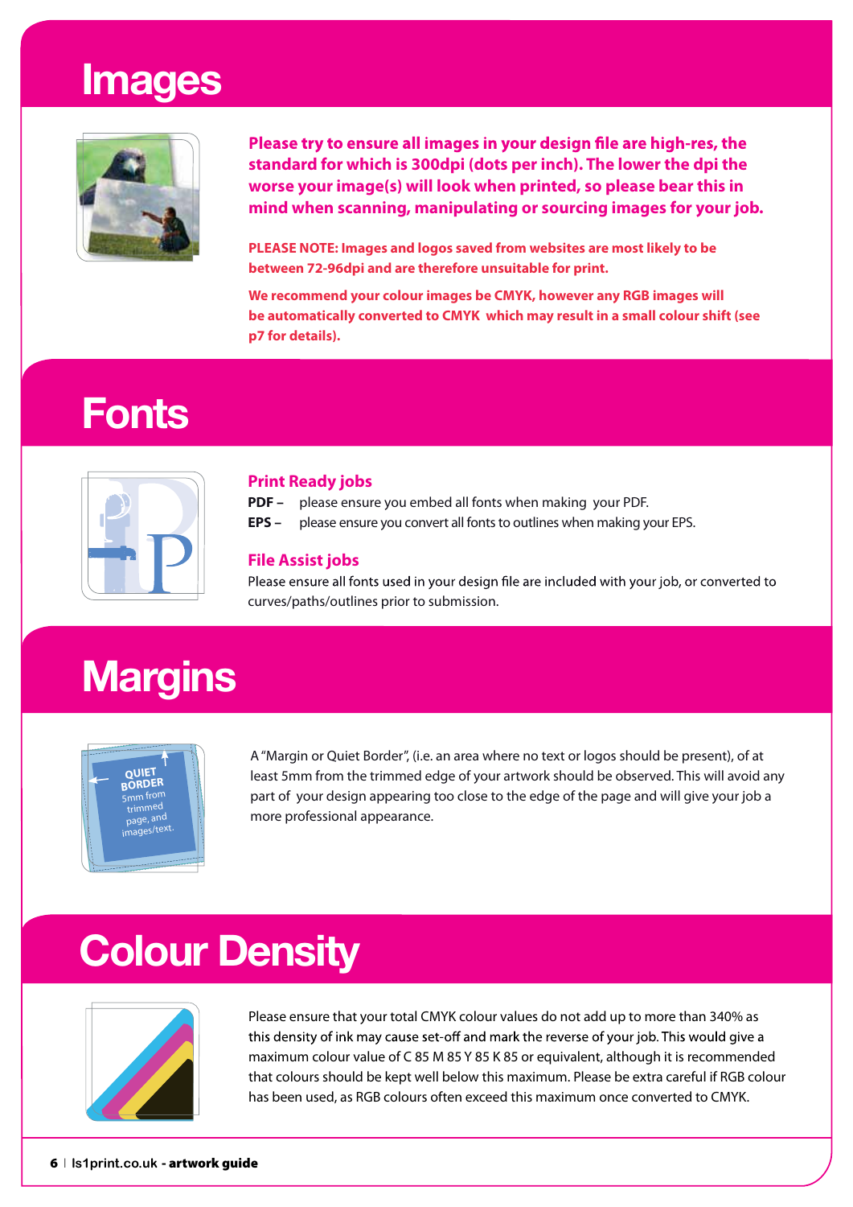# Images

**Please try to ensure all images in your design file are high-res, the standard for which is 300dpi (dots per inch). The lower the dpi the worse your image(s) will look when printed, so please bear this in mind when scanning, manipulating or sourcing images for your job.**

**PLEASE NOTE: Images and logos saved from websites are most likely to be between 72-96dpi and are therefore unsuitable for print.**

**We recommend your colour images be CMYK, however any RGB images will be automatically converted to CMYK which may result in a small colour shift (see p7 for details).**

# Fonts

## Print Ready jobs

**PDF –** please ensure you embed all fonts when making your PDF.

**EPS –** please ensure you convert all fonts to outlines when making your EPS.

## File Assist jobs

Please ensure all fonts used in your design file are included with your job, or converted to curves/paths/outlines prior to submission.

# Margins

QUIET BORDER 5mm from trimmed page, and images/text.

A "Margin or Quiet Border", (i.e. an area where no text or logos should be present), of at least 5mm from the trimmed edge of your artwork should be observed. This will avoid any part of your design appearing too close to the edge of the page and will give your job a more professional appearance.

# Colour Density

Please ensure that your total CMYK colour values do not add up to more than 340% as this density of ink may cause set-off and mark the reverse of your job. This would give a maximum colour value of C 85 M 85 Y 85 K 85 or equivalent, although it is recommended that colours should be kept well below this maximum. Please be extra careful if RGB colour has been used, as RGB colours often exceed this maximum once converted to CMYK.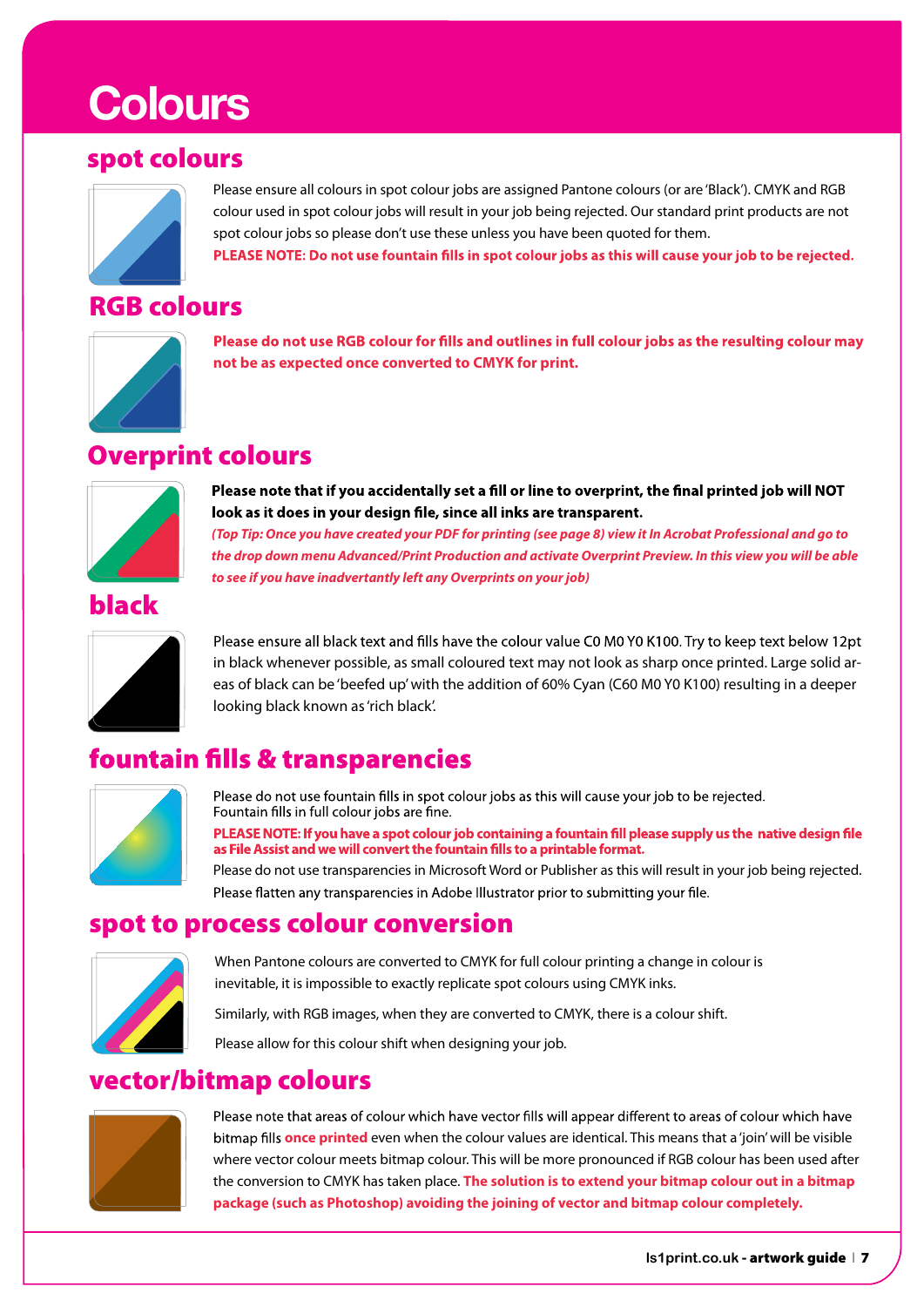# Colours

## spot colours

Please ensure all colours in spot colour jobs are assigned Pantone colours (or are 'Black'). CMYK and RGB colour used in spot colour jobs will result in your job being rejected. Our standard print products are not spot colour jobs so please don't use these unless you have been quoted for them.

**PLEASE NOTE: Do not use fountain fills in spot colour jobs as this will cause your job to be rejected.**

## RGB colours

**Please do not use RGB colour for fills and outlines in full colour jobs as the resulting colour may not be as expected once converted to CMYK for print.**

## Overprint colours

**Please note that if you accidentally set a fill or line to overprint, the final printed job will NOT look as it does in your design file, since all inks are transparent.**

***(Top Tip: Once you have created your PDF for printing (see page 8) view it In Acrobat Professional and go to the drop down menu Advanced/Print Production and activate Overprint Preview. In this view you will be able to see if you have inadvertantly left any Overprints on your job)***

## black

Please ensure all black text and fills have the colour value C0 M0 Y0 K100. Try to keep text below 12pt in black whenever possible, as small coloured text may not look as sharp once printed. Large solid areas of black can be 'beefed up' with the addition of 60% Cyan (C60 M0 Y0 K100) resulting in a deeper looking black known as 'rich black'.

## fountain fills & transparencies

Please do not use fountain fills in spot colour jobs as this will cause your job to be rejected.
Fountain fills in full colour jobs are fine.

**PLEASE NOTE: If you have a spot colour job containing a fountain fill please supply us the native design file as File Assist and we will convert the fountain fills to a printable format.**

Please do not use transparencies in Microsoft Word or Publisher as this will result in your job being rejected.

Please flatten any transparencies in Adobe Illustrator prior to submitting your file.

## spot to process colour conversion

When Pantone colours are converted to CMYK for full colour printing a change in colour is inevitable, it is impossible to exactly replicate spot colours using CMYK inks.

Similarly, with RGB images, when they are converted to CMYK, there is a colour shift.

Please allow for this colour shift when designing your job.

## vector/bitmap colours

Please note that areas of colour which have vector fills will appear different to areas of colour which have bitmap fills **once printed** even when the colour values are identical. This means that a 'join' will be visible where vector colour meets bitmap colour. This will be more pronounced if RGB colour has been used after the conversion to CMYK has taken place. **The solution is to extend your bitmap colour out in a bitmap package (such as Photoshop) avoiding the joining of vector and bitmap colour completely.**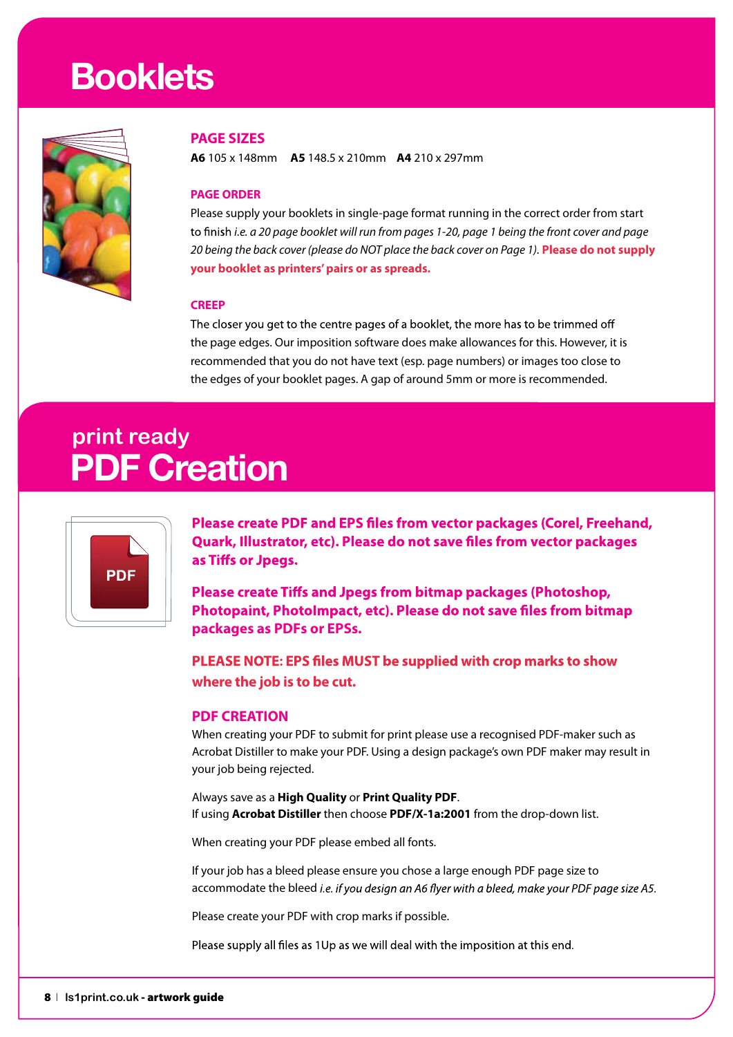# Booklets

### PAGE SIZES

**A6** 105 x 148mm **A5** 148.5 x 210mm **A4** 210 x 297mm

### PAGE ORDER

Please supply your booklets in single-page format running in the correct order from start to finish *i.e. a 20 page booklet will run from pages 1-20, page 1 being the front cover and page 20 being the back cover (please do NOT place the back cover on Page 1).* **Please do not supply your booklet as printers' pairs or as spreads.**

### CREEP

The closer you get to the centre pages of a booklet, the more has to be trimmed off the page edges. Our imposition software does make allowances for this. However, it is recommended that you do not have text (esp. page numbers) or images too close to the edges of your booklet pages. A gap of around 5mm or more is recommended.

# print ready PDF Creation

**Please create PDF and EPS files from vector packages (Corel, Freehand, Quark, Illustrator, etc). Please do not save files from vector packages as Tiffs or Jpegs.**

**Please create Tiffs and Jpegs from bitmap packages (Photoshop, Photopaint, PhotoImpact, etc). Please do not save files from bitmap packages as PDFs or EPSs.**

**PLEASE NOTE: EPS files MUST be supplied with crop marks to show where the job is to be cut.**

### PDF CREATION

When creating your PDF to submit for print please use a recognised PDF-maker such as Acrobat Distiller to make your PDF. Using a design package's own PDF maker may result in your job being rejected.

Always save as a **High Quality** or **Print Quality PDF**.
If using **Acrobat Distiller** then choose **PDF/X-1a:2001** from the drop-down list.

When creating your PDF please embed all fonts.

If your job has a bleed please ensure you chose a large enough PDF page size to accommodate the bleed *i.e. if you design an A6 flyer with a bleed, make your PDF page size A5.*

Please create your PDF with crop marks if possible.

Please supply all files as 1Up as we will deal with the imposition at this end.